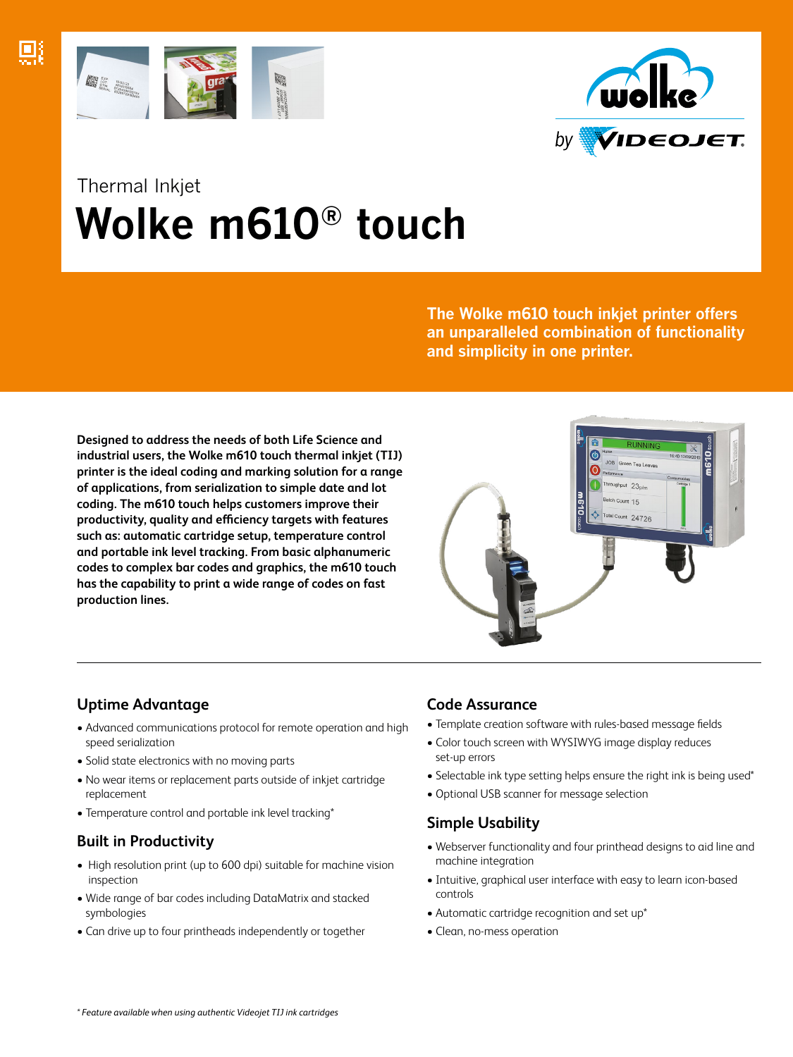Thermal Inkjet

# Wolke m610® touch

**The Wolke m610 touch inkjet printer offers an unparalleled combination of functionality and simplicity in one printer.**

**Designed to address the needs of both Life Science and industrial users, the Wolke m610 touch thermal inkjet (TIJ) printer is the ideal coding and marking solution for a range of applications, from serialization to simple date and lot coding. The m610 touch helps customers improve their productivity, quality and efficiency targets with features such as: automatic cartridge setup, temperature control and portable ink level tracking. From basic alphanumeric codes to complex bar codes and graphics, the m610 touch has the capability to print a wide range of codes on fast production lines.**

## Uptime Advantage

- Advanced communications protocol for remote operation and high speed serialization
- Solid state electronics with no moving parts
- No wear items or replacement parts outside of inkjet cartridge replacement
- Temperature control and portable ink level tracking*

## Built in Productivity

- High resolution print (up to 600 dpi) suitable for machine vision inspection
- Wide range of bar codes including DataMatrix and stacked symbologies
- Can drive up to four printheads independently or together

## Code Assurance

- Template creation software with rules-based message fields
- Color touch screen with WYSIWYG image display reduces set-up errors
- Selectable ink type setting helps ensure the right ink is being used*
- Optional USB scanner for message selection

## Simple Usability

- Webserver functionality and four printhead designs to aid line and machine integration
- Intuitive, graphical user interface with easy to learn icon-based controls
- Automatic cartridge recognition and set up*
- Clean, no-mess operation

*\* Feature available when using authentic Videojet TIJ ink cartridges*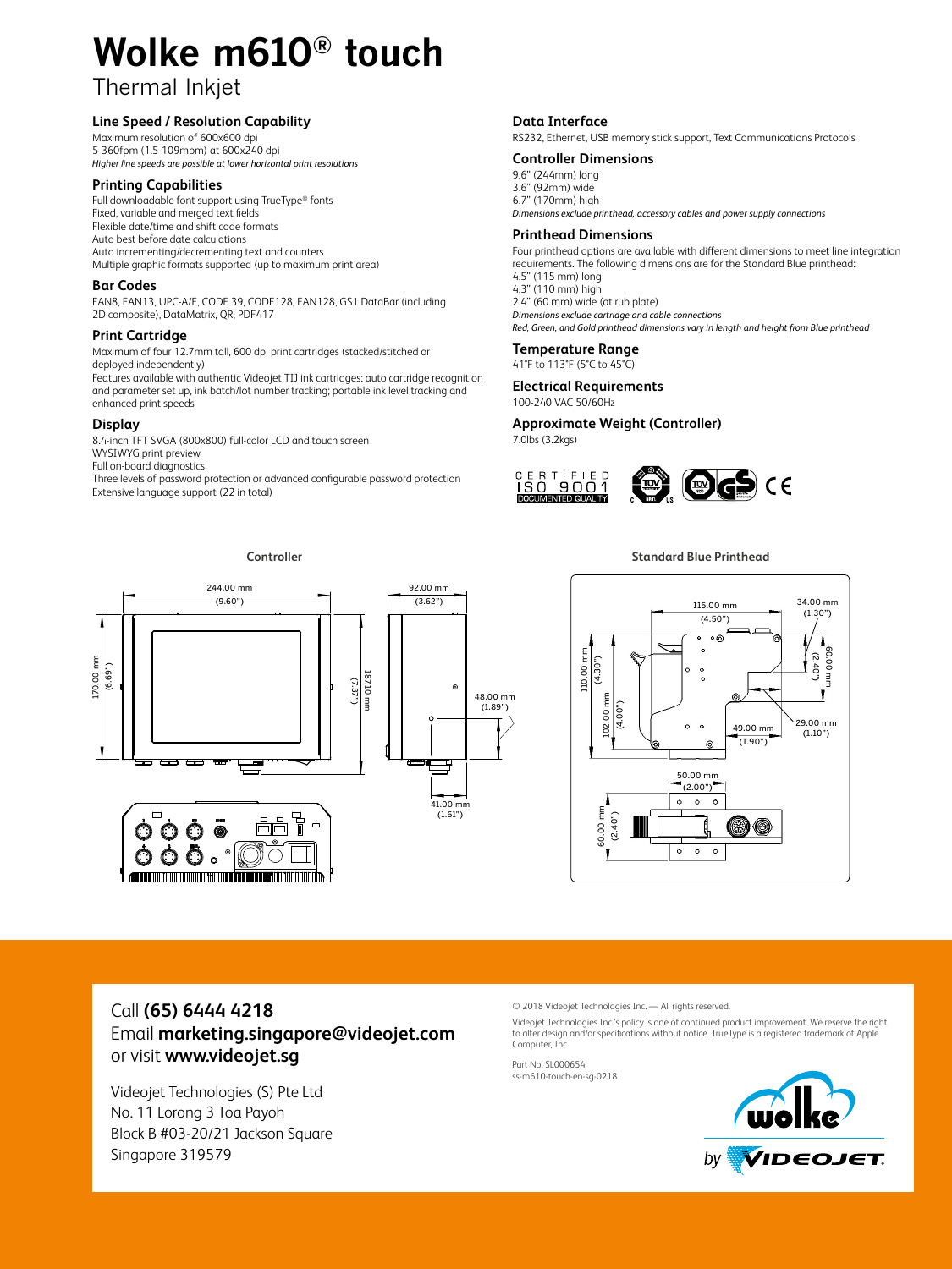# Wolke m610® touch

Thermal Inkjet

### Line Speed / Resolution Capability

Maximum resolution of 600x600 dpi
5-360fpm (1.5-109mpm) at 600x240 dpi
*Higher line speeds are possible at lower horizontal print resolutions*

### Printing Capabilities

Full downloadable font support using TrueType® fonts
Fixed, variable and merged text fields
Flexible date/time and shift code formats
Auto best before date calculations
Auto incrementing/decrementing text and counters
Multiple graphic formats supported (up to maximum print area)

### Bar Codes

EAN8, EAN13, UPC-A/E, CODE 39, CODE128, EAN128, GS1 DataBar (including 2D composite), DataMatrix, QR, PDF417

### Print Cartridge

Maximum of four 12.7mm tall, 600 dpi print cartridges (stacked/stitched or deployed independently)
Features available with authentic Videojet TIJ ink cartridges: auto cartridge recognition and parameter set up, ink batch/lot number tracking; portable ink level tracking and enhanced print speeds

### Display

8.4-inch TFT SVGA (800x800) full-color LCD and touch screen
WYSIWYG print preview
Full on-board diagnostics
Three levels of password protection or advanced configurable password protection
Extensive language support (22 in total)

### Data Interface

RS232, Ethernet, USB memory stick support, Text Communications Protocols

### Controller Dimensions

9.6" (244mm) long
3.6" (92mm) wide
6.7" (170mm) high
*Dimensions exclude printhead, accessory cables and power supply connections*

### Printhead Dimensions

Four printhead options are available with different dimensions to meet line integration requirements. The following dimensions are for the Standard Blue printhead:
4.5" (115 mm) long
4.3" (110 mm) high
2.4" (60 mm) wide (at rub plate)
*Dimensions exclude cartridge and cable connections*
*Red, Green, and Gold printhead dimensions vary in length and height from Blue printhead*

### Temperature Range

41°F to 113°F (5°C to 45°C)

### Electrical Requirements

100-240 VAC 50/60Hz

### Approximate Weight (Controller)

7.0lbs (3.2kgs)

CERTIFIED ISO 9001 DOCUMENTED QUALITY

**Controller**

244.00 mm (9.60")
92.00 mm (3.62")
170.00 mm (6.69")
187.10 mm (7.37")
48.00 mm (1.89")
41.00 mm (1.61")

**Standard Blue Printhead**

115.00 mm (4.50")
34.00 mm (1.30")
110.00 mm (4.30")
102.00 mm (4.00")
60.00 mm (2.40")
29.00 mm (1.10")
49.00 mm (1.90")
50.00 mm (2.00")
60.00 mm (2.40")

Call **(65) 6444 4218**
Email **marketing.singapore@videojet.com**
or visit **www.videojet.sg**

Videojet Technologies (S) Pte Ltd
No. 11 Lorong 3 Toa Payoh
Block B #03-20/21 Jackson Square
Singapore 319579

© 2018 Videojet Technologies Inc. — All rights reserved.

Videojet Technologies Inc.'s policy is one of continued product improvement. We reserve the right to alter design and/or specifications without notice. TrueType is a registered trademark of Apple Computer, Inc.

Part No. SL000654
ss-m610-touch-en-sg-0218

wolke by VIDEOJET